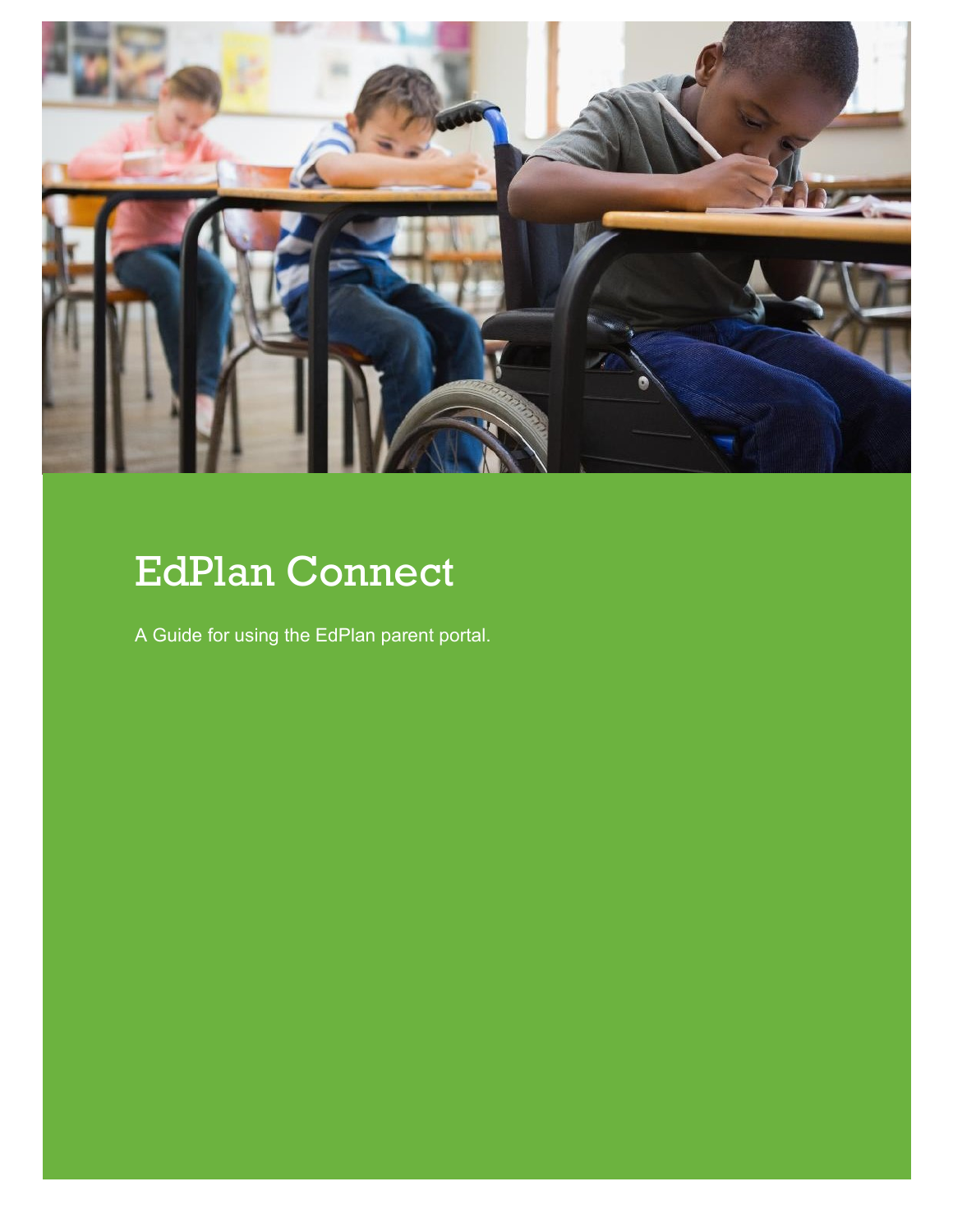# EdPlan Connect

A Guide for using the EdPlan parent portal.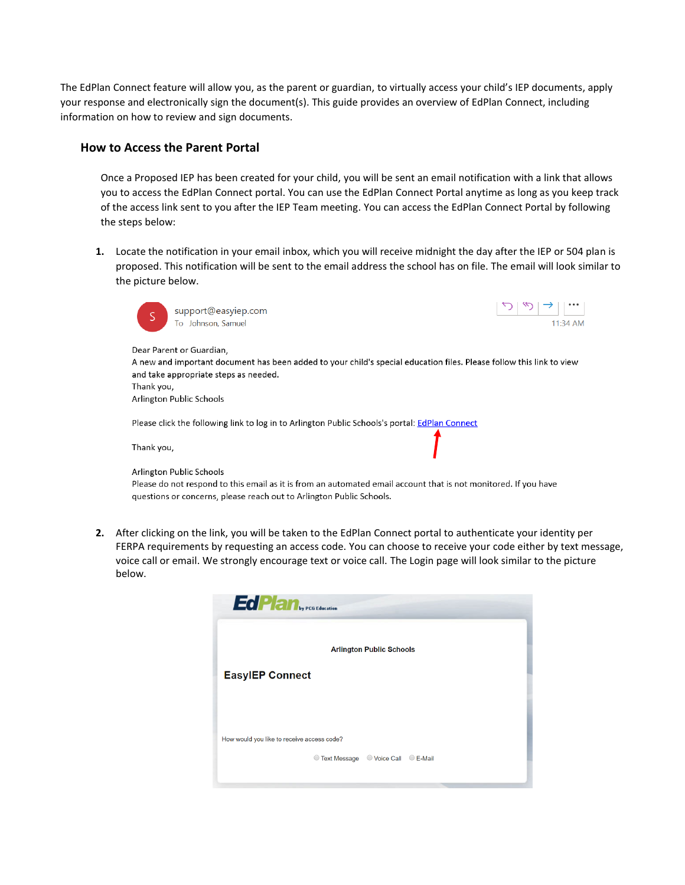The EdPlan Connect feature will allow you, as the parent or guardian, to virtually access your child's IEP documents, apply your response and electronically sign the document(s). This guide provides an overview of EdPlan Connect, including information on how to review and sign documents.

### How to Access the Parent Portal

Once a Proposed IEP has been created for your child, you will be sent an email notification with a link that allows you to access the EdPlan Connect portal. You can use the EdPlan Connect Portal anytime as long as you keep track of the access link sent to you after the IEP Team meeting. You can access the EdPlan Connect Portal by following the steps below:

1. Locate the notification in your email inbox, which you will receive midnight the day after the IEP or 504 plan is proposed. This notification will be sent to the email address the school has on file. The email will look similar to the picture below.

2. After clicking on the link, you will be taken to the EdPlan Connect portal to authenticate your identity per FERPA requirements by requesting an access code. You can choose to receive your code either by text message, voice call or email. We strongly encourage text or voice call. The Login page will look similar to the picture below.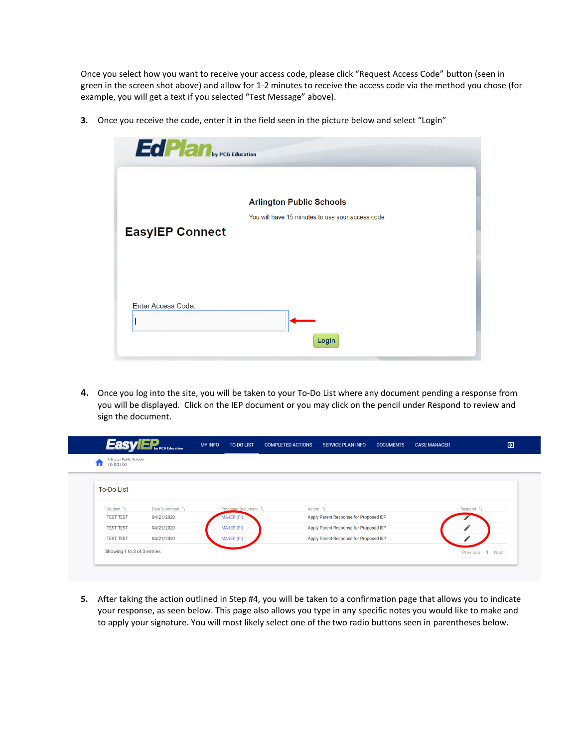Once you select how you want to receive your access code, please click "Request Access Code" button (seen in green in the screen shot above) and allow for 1-2 minutes to receive the access code via the method you chose (for example, you will get a text if you selected "Test Message" above).

3. Once you receive the code, enter it in the field seen in the picture below and select "Login"

4. Once you log into the site, you will be taken to your To-Do List where any document pending a response from you will be displayed. Click on the IEP document or you may click on the pencil under Respond to review and sign the document.

5. After taking the action outlined in Step #4, you will be taken to a confirmation page that allows you to indicate your response, as seen below. This page also allows you type in any specific notes you would like to make and to apply your signature. You will most likely select one of the two radio buttons seen in parentheses below.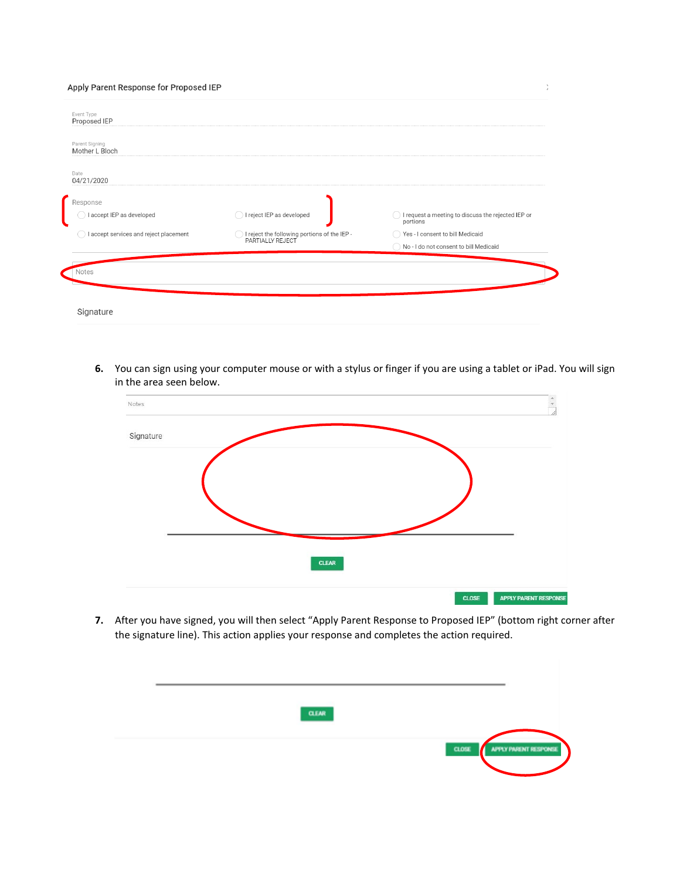Apply Parent Response for Proposed IEP

Event Type
Proposed IEP

Parent Signing
Mother L Bloch

Date
04/21/2020

Response

- I accept IEP as developed
- I reject IEP as developed
- I request a meeting to discuss the rejected IEP or portions
- I accept services and reject placement
- I reject the following portions of the IEP - PARTIALLY REJECT
- Yes - I consent to bill Medicaid
- No - I do not consent to bill Medicaid

Notes

Signature

6. You can sign using your computer mouse or with a stylus or finger if you are using a tablet or iPad. You will sign in the area seen below.

Notes

Signature

CLEAR

CLOSE APPLY PARENT RESPONSE

7. After you have signed, you will then select "Apply Parent Response to Proposed IEP" (bottom right corner after the signature line). This action applies your response and completes the action required.

CLEAR

CLOSE APPLY PARENT RESPONSE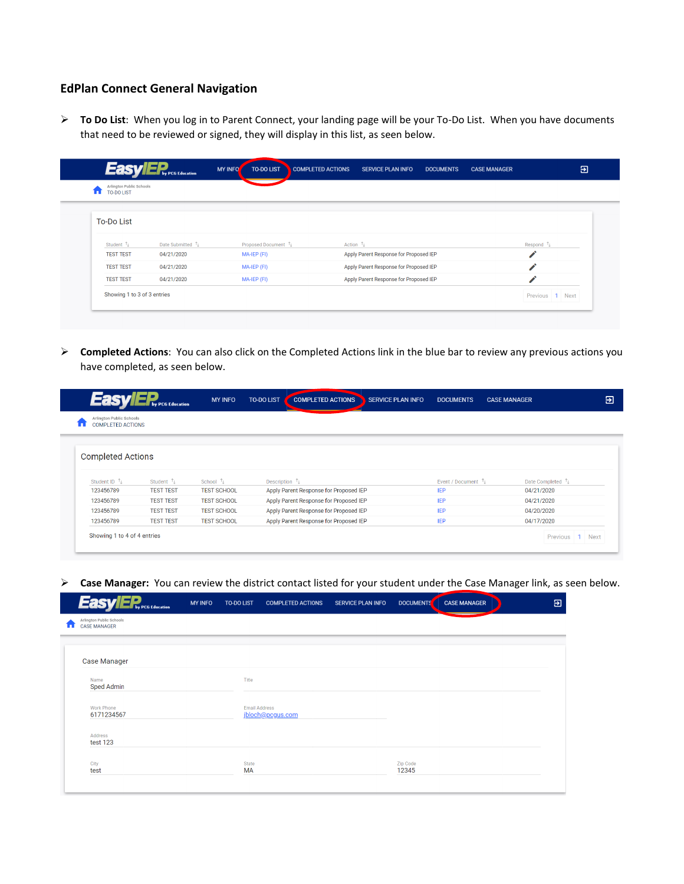## EdPlan Connect General Navigation

- **To Do List**: When you log in to Parent Connect, your landing page will be your To-Do List. When you have documents that need to be reviewed or signed, they will display in this list, as seen below.

EasyIEP by PCG Education | MY INFO | TO-DO LIST | COMPLETED ACTIONS | SERVICE PLAN INFO | DOCUMENTS | CASE MANAGER

Arlington Public Schools
TO-DO LIST

To-Do List

| Student | Date Submitted | Proposed Document | Action | Respond |
|---|---|---|---|---|
| TEST TEST | 04/21/2020 | MA-IEP (FI) | Apply Parent Response for Proposed IEP | |
| TEST TEST | 04/21/2020 | MA-IEP (FI) | Apply Parent Response for Proposed IEP | |
| TEST TEST | 04/21/2020 | MA-IEP (FI) | Apply Parent Response for Proposed IEP | |

Showing 1 to 3 of 3 entries — Previous 1 Next

- **Completed Actions**: You can also click on the Completed Actions link in the blue bar to review any previous actions you have completed, as seen below.

EasyIEP by PCG Education | MY INFO | TO-DO LIST | COMPLETED ACTIONS | SERVICE PLAN INFO | DOCUMENTS | CASE MANAGER

Arlington Public Schools
COMPLETED ACTIONS

Completed Actions

| Student ID | Student | School | Description | Event / Document | Date Completed |
|---|---|---|---|---|---|
| 123456789 | TEST TEST | TEST SCHOOL | Apply Parent Response for Proposed IEP | IEP | 04/21/2020 |
| 123456789 | TEST TEST | TEST SCHOOL | Apply Parent Response for Proposed IEP | IEP | 04/21/2020 |
| 123456789 | TEST TEST | TEST SCHOOL | Apply Parent Response for Proposed IEP | IEP | 04/20/2020 |
| 123456789 | TEST TEST | TEST SCHOOL | Apply Parent Response for Proposed IEP | IEP | 04/17/2020 |

Showing 1 to 4 of 4 entries — Previous 1 Next

- **Case Manager:** You can review the district contact listed for your student under the Case Manager link, as seen below.

EasyIEP by PCG Education | MY INFO | TO-DO LIST | COMPLETED ACTIONS | SERVICE PLAN INFO | DOCUMENTS | CASE MANAGER

Arlington Public Schools
CASE MANAGER

Case Manager

Name: Sped Admin
Title:
Work Phone: 6171234567
Email Address: jbloch@pcgus.com
Address: test 123
City: test
State: MA
Zip Code: 12345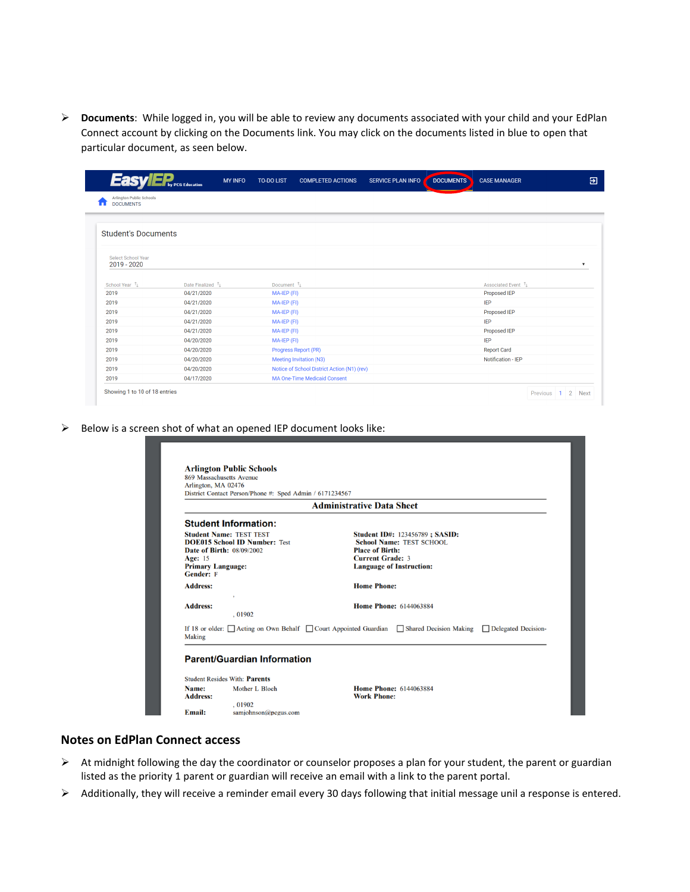- **Documents**: While logged in, you will be able to review any documents associated with your child and your EdPlan Connect account by clicking on the Documents link. You may click on the documents listed in blue to open that particular document, as seen below.

EasyIEP by PCG Education | MY INFO | TO-DO LIST | COMPLETED ACTIONS | SERVICE PLAN INFO | DOCUMENTS | CASE MANAGER

Arlington Public Schools
DOCUMENTS

Student's Documents

Select School Year
2019 - 2020

| School Year | Date Finalized | Document | Associated Event |
|---|---|---|---|
| 2019 | 04/21/2020 | MA-IEP (FI) | Proposed IEP |
| 2019 | 04/21/2020 | MA-IEP (FI) | IEP |
| 2019 | 04/21/2020 | MA-IEP (FI) | Proposed IEP |
| 2019 | 04/21/2020 | MA-IEP (FI) | IEP |
| 2019 | 04/21/2020 | MA-IEP (FI) | Proposed IEP |
| 2019 | 04/20/2020 | MA-IEP (FI) | IEP |
| 2019 | 04/20/2020 | Progress Report (PR) | Report Card |
| 2019 | 04/20/2020 | Meeting Invitation (N3) | Notification - IEP |
| 2019 | 04/20/2020 | Notice of School District Action (N1) (rev) | |
| 2019 | 04/17/2020 | MA One-Time Medicaid Consent | |

Showing 1 to 10 of 18 entries — Previous 1 2 Next

- Below is a screen shot of what an opened IEP document looks like:

**Arlington Public Schools**
869 Massachusetts Avenue
Arlington, MA 02476
District Contact Person/Phone #: Sped Admin / 6171234567

**Administrative Data Sheet**

**Student Information:**

**Student Name:** TEST TEST
**DOE015 School ID Number:** Test
**Date of Birth:** 08/09/2002
**Age:** 15
**Primary Language:**
**Gender:** F

**Student ID#:** 123456789 ; **SASID:**
**School Name:** TEST SCHOOL
**Place of Birth:**
**Current Grade:** 3
**Language of Instruction:**

**Address:** ,
**Home Phone:**

**Address:** , 01902
**Home Phone:** 6144063884

If 18 or older: ☐ Acting on Own Behalf ☐ Court Appointed Guardian ☐ Shared Decision Making ☐ Delegated Decision-Making

**Parent/Guardian Information**

Student Resides With: **Parents**
**Name:** Mother L Bloch
**Address:** , 01902
**Email:** samjohnson@pcgus.com
**Home Phone:** 6144063884
**Work Phone:**

## Notes on EdPlan Connect access

- At midnight following the day the coordinator or counselor proposes a plan for your student, the parent or guardian listed as the priority 1 parent or guardian will receive an email with a link to the parent portal.
- Additionally, they will receive a reminder email every 30 days following that initial message unil a response is entered.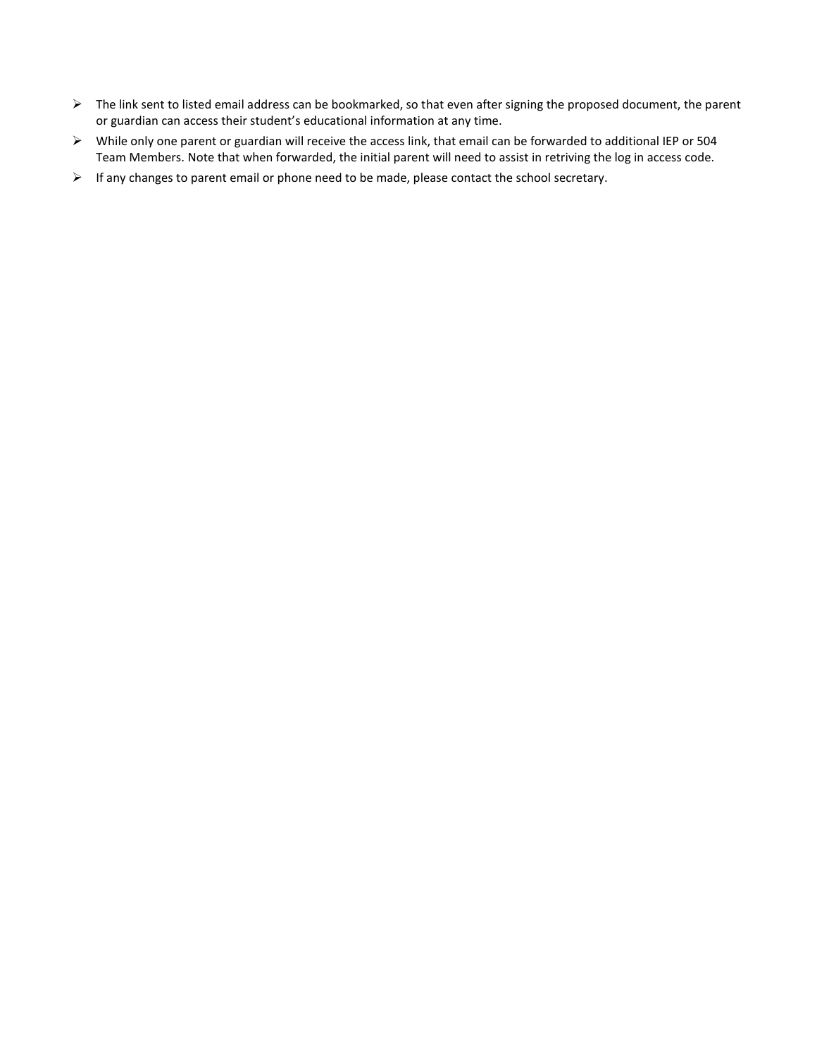- The link sent to listed email address can be bookmarked, so that even after signing the proposed document, the parent or guardian can access their student's educational information at any time.
- While only one parent or guardian will receive the access link, that email can be forwarded to additional IEP or 504 Team Members. Note that when forwarded, the initial parent will need to assist in retriving the log in access code.
- If any changes to parent email or phone need to be made, please contact the school secretary.